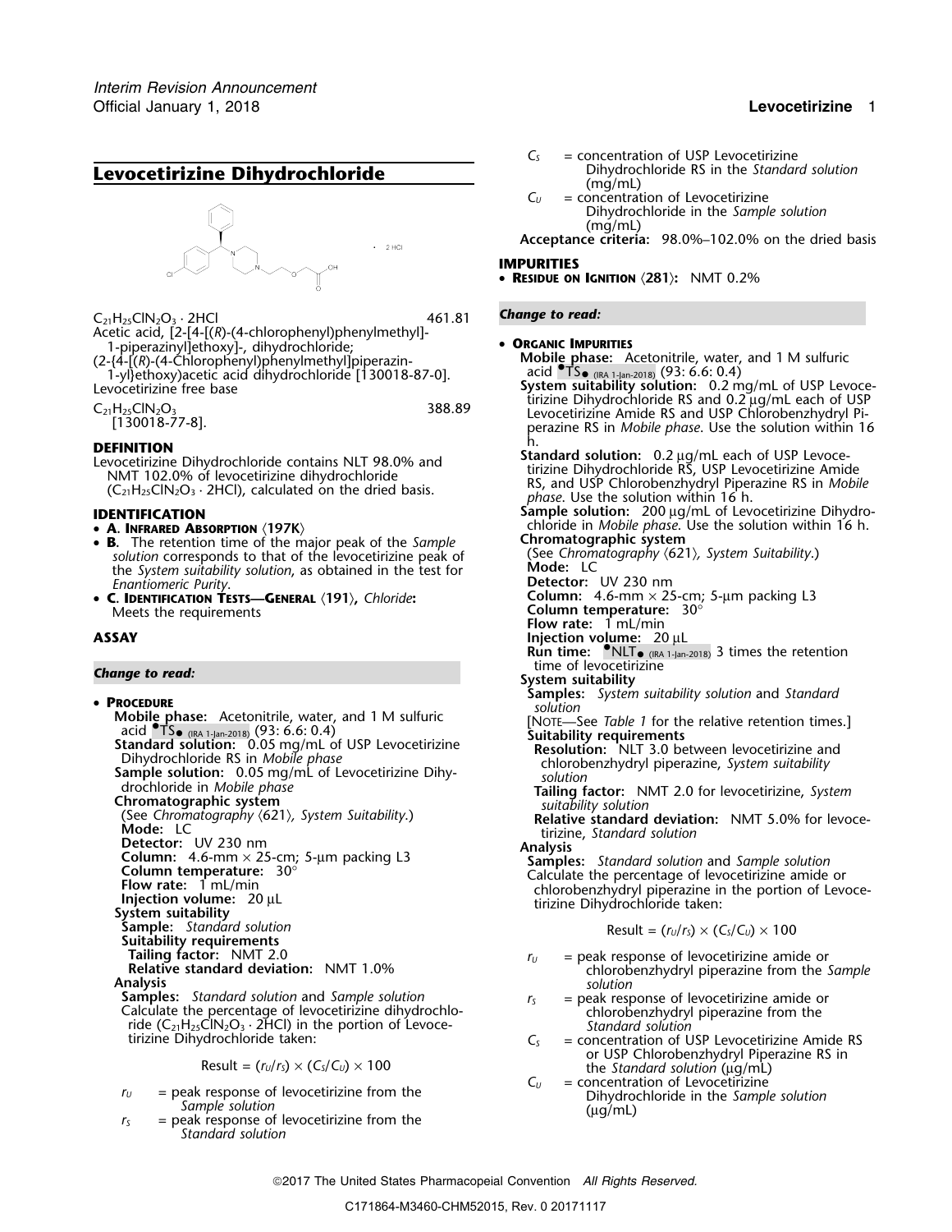# Levocetirizine Dihydrochloride

$C_{21}H_{25}ClN_2O_3 \cdot 2HCl$ 461.81

Acetic acid, [2-[4-[(*R*)-(4-chlorophenyl)phenylmethyl]-1-piperazinyl]ethoxy]-, dihydrochloride;

(2-{4-[(*R*)-(4-Chlorophenyl)phenylmethyl]piperazin-1-yl}ethoxy)acetic acid dihydrochloride [130018-87-0].

Levocetirizine free base

$C_{21}H_{25}ClN_2O_3$ 388.89

[130018-77-8].

## DEFINITION

Levocetirizine Dihydrochloride contains NLT 98.0% and NMT 102.0% of levocetirizine dihydrochloride ($C_{21}H_{25}ClN_2O_3 \cdot 2HCl$), calculated on the dried basis.

## IDENTIFICATION

- **A. Infrared Absorption** 〈197K〉
- **B.** The retention time of the major peak of the *Sample solution* corresponds to that of the levocetirizine peak of the *System suitability solution*, as obtained in the test for *Enantiomeric Purity*.
- **C. Identification Tests—General** 〈191〉, *Chloride*: Meets the requirements

## ASSAY

*Change to read:*

- **Procedure**

**Mobile phase:** Acetonitrile, water, and 1 M sulfuric acid •TS• (IRA 1-Jan-2018) (93: 6.6: 0.4)

**Standard solution:** 0.05 mg/mL of USP Levocetirizine Dihydrochloride RS in *Mobile phase*

**Sample solution:** 0.05 mg/mL of Levocetirizine Dihydrochloride in *Mobile phase*

**Chromatographic system**

(See *Chromatography* 〈621〉, *System Suitability*.)

**Mode:** LC

**Detector:** UV 230 nm

**Column:** 4.6-mm × 25-cm; 5-µm packing L3

**Column temperature:** 30°

**Flow rate:** 1 mL/min

**Injection volume:** 20 µL

**System suitability**

**Sample:** *Standard solution*

**Suitability requirements**

**Tailing factor:** NMT 2.0

**Relative standard deviation:** NMT 1.0%

**Analysis**

**Samples:** *Standard solution* and *Sample solution*

Calculate the percentage of levocetirizine dihydrochloride ($C_{21}H_{25}ClN_2O_3 \cdot 2HCl$) in the portion of Levocetirizine Dihydrochloride taken:

$$\text{Result} = (r_U/r_S) \times (C_S/C_U) \times 100$$

$r_U$ = peak response of levocetirizine from the *Sample solution*

$r_S$ = peak response of levocetirizine from the *Standard solution*

$C_S$ = concentration of USP Levocetirizine Dihydrochloride RS in the *Standard solution* (mg/mL)

$C_U$ = concentration of Levocetirizine Dihydrochloride in the *Sample solution* (mg/mL)

**Acceptance criteria:** 98.0%–102.0% on the dried basis

## IMPURITIES

- **Residue on Ignition** 〈281〉: NMT 0.2%

*Change to read:*

- **Organic Impurities**

**Mobile phase:** Acetonitrile, water, and 1 M sulfuric acid •TS• (IRA 1-Jan-2018) (93: 6.6: 0.4)

**System suitability solution:** 0.2 mg/mL of USP Levocetirizine Dihydrochloride RS and 0.2 µg/mL each of USP Levocetirizine Amide RS and USP Chlorobenzhydryl Piperazine RS in *Mobile phase*. Use the solution within 16 h.

**Standard solution:** 0.2 µg/mL each of USP Levocetirizine Dihydrochloride RS, USP Levocetirizine Amide RS, and USP Chlorobenzhydryl Piperazine RS in *Mobile phase*. Use the solution within 16 h.

**Sample solution:** 200 µg/mL of Levocetirizine Dihydrochloride in *Mobile phase*. Use the solution within 16 h.

**Chromatographic system**

(See *Chromatography* 〈621〉, *System Suitability*.)

**Mode:** LC

**Detector:** UV 230 nm

**Column:** 4.6-mm × 25-cm; 5-µm packing L3

**Column temperature:** 30°

**Flow rate:** 1 mL/min

**Injection volume:** 20 µL

**Run time:** •NLT• (IRA 1-Jan-2018) 3 times the retention time of levocetirizine

**System suitability**

**Samples:** *System suitability solution* and *Standard solution*

[Note—See *Table 1* for the relative retention times.]

**Suitability requirements**

**Resolution:** NLT 3.0 between levocetirizine and chlorobenzhydryl piperazine, *System suitability solution*

**Tailing factor:** NMT 2.0 for levocetirizine, *System suitability solution*

**Relative standard deviation:** NMT 5.0% for levocetirizine, *Standard solution*

**Analysis**

**Samples:** *Standard solution* and *Sample solution*

Calculate the percentage of levocetirizine amide or chlorobenzhydryl piperazine in the portion of Levocetirizine Dihydrochloride taken:

$$\text{Result} = (r_U/r_S) \times (C_S/C_U) \times 100$$

$r_U$ = peak response of levocetirizine amide or chlorobenzhydryl piperazine from the *Sample solution*

$r_S$ = peak response of levocetirizine amide or chlorobenzhydryl piperazine from the *Standard solution*

$C_S$ = concentration of USP Levocetirizine Amide RS or USP Chlorobenzhydryl Piperazine RS in the *Standard solution* (µg/mL)

$C_U$ = concentration of Levocetirizine Dihydrochloride in the *Sample solution* (µg/mL)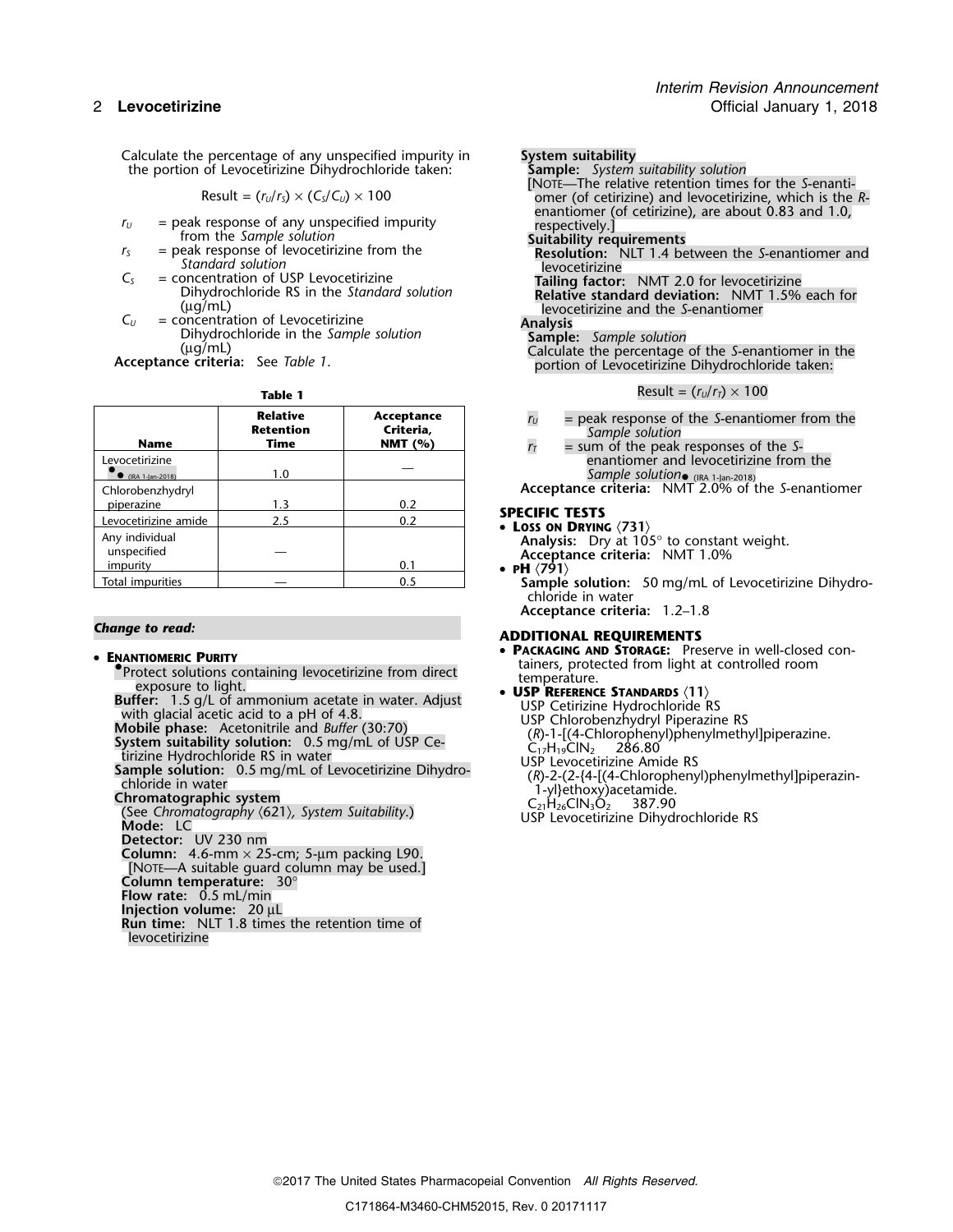Calculate the percentage of any unspecified impurity in the portion of Levocetirizine Dihydrochloride taken:

$$\text{Result} = (r_U/r_S) \times (C_S/C_U) \times 100$$

- $r_U$ = peak response of any unspecified impurity from the *Sample solution*
- $r_S$ = peak response of levocetirizine from the *Standard solution*
- $C_S$ = concentration of USP Levocetirizine Dihydrochloride RS in the *Standard solution* (µg/mL)
- $C_U$ = concentration of Levocetirizine Dihydrochloride in the *Sample solution* (µg/mL)

**Acceptance criteria:** See *Table 1*.

**Table 1**

| Name | Relative Retention Time | Acceptance Criteria, NMT (%) |
|---|---|---|
| Levocetirizine ● ● (IRA 1-Jan-2018) | 1.0 | — |
| Chlorobenzhydryl piperazine | 1.3 | 0.2 |
| Levocetirizine amide | 2.5 | 0.2 |
| Any individual unspecified impurity | — | 0.1 |
| Total impurities | — | 0.5 |

***Change to read:***

- **Enantiomeric Purity**

●Protect solutions containing levocetirizine from direct exposure to light.

**Buffer:** 1.5 g/L of ammonium acetate in water. Adjust with glacial acetic acid to a pH of 4.8.

**Mobile phase:** Acetonitrile and *Buffer* (30:70)

**System suitability solution:** 0.5 mg/mL of USP Cetirizine Hydrochloride RS in water

**Sample solution:** 0.5 mg/mL of Levocetirizine Dihydrochloride in water

**Chromatographic system**

(See *Chromatography* ⟨621⟩, *System Suitability.*)

**Mode:** LC

**Detector:** UV 230 nm

**Column:** 4.6-mm × 25-cm; 5-µm packing L90.

[Note—A suitable guard column may be used.]

**Column temperature:** 30°

**Flow rate:** 0.5 mL/min

**Injection volume:** 20 µL

**Run time:** NLT 1.8 times the retention time of levocetirizine

**System suitability**

**Sample:** *System suitability solution*

[Note—The relative retention times for the *S*-enantiomer (of cetirizine) and levocetirizine, which is the *R*-enantiomer (of cetirizine), are about 0.83 and 1.0, respectively.]

**Suitability requirements**

**Resolution:** NLT 1.4 between the *S*-enantiomer and levocetirizine

**Tailing factor:** NMT 2.0 for levocetirizine

**Relative standard deviation:** NMT 1.5% each for levocetirizine and the *S*-enantiomer

**Analysis**

**Sample:** *Sample solution*

Calculate the percentage of the *S*-enantiomer in the portion of Levocetirizine Dihydrochloride taken:

$$\text{Result} = (r_U/r_T) \times 100$$

- $r_U$ = peak response of the *S*-enantiomer from the *Sample solution*
- $r_T$ = sum of the peak responses of the *S*-enantiomer and levocetirizine from the *Sample solution*● (IRA 1-Jan-2018)

**Acceptance criteria:** NMT 2.0% of the *S*-enantiomer

## SPECIFIC TESTS

- **Loss on Drying** ⟨731⟩

**Analysis:** Dry at 105° to constant weight.

**Acceptance criteria:** NMT 1.0%

- **pH** ⟨791⟩

**Sample solution:** 50 mg/mL of Levocetirizine Dihydrochloride in water

**Acceptance criteria:** 1.2–1.8

## ADDITIONAL REQUIREMENTS

- **Packaging and Storage:** Preserve in well-closed containers, protected from light at controlled room temperature.
- **USP Reference Standards** ⟨11⟩

USP Cetirizine Hydrochloride RS

USP Chlorobenzhydryl Piperazine RS

(*R*)-1-[(4-Chlorophenyl)phenylmethyl]piperazine.

$C_{17}H_{19}ClN_2$ 286.80

USP Levocetirizine Amide RS

(*R*)-2-(2-{4-[(4-Chlorophenyl)phenylmethyl]piperazin-1-yl}ethoxy)acetamide.

$C_{21}H_{26}ClN_3O_2$ 387.90

USP Levocetirizine Dihydrochloride RS